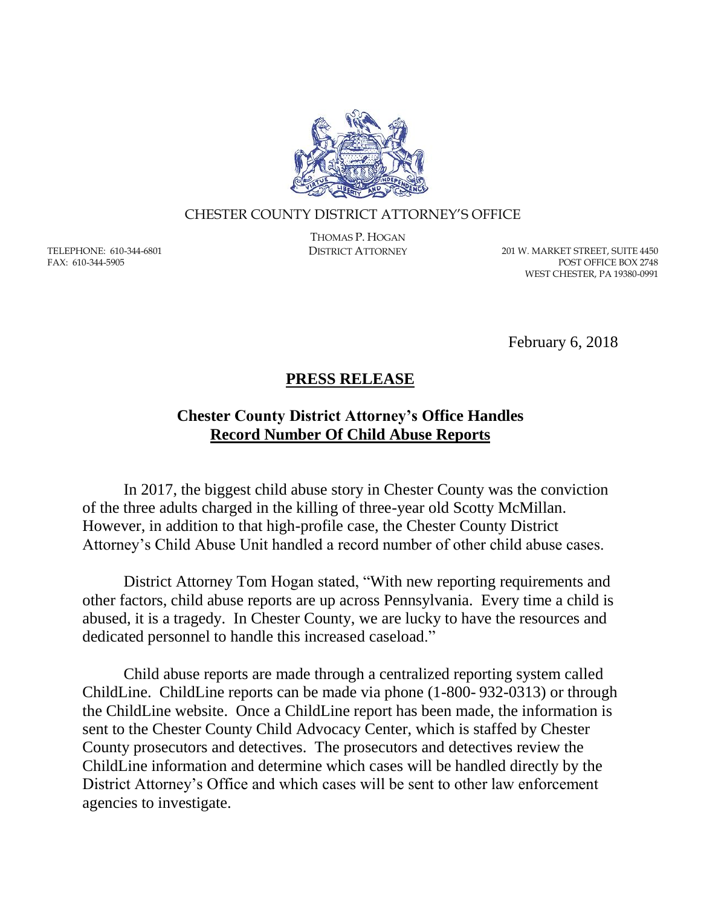CHESTER COUNTY DISTRICT ATTORNEY'S OFFICE

THOMAS P. HOGAN
DISTRICT ATTORNEY

TELEPHONE: 610-344-6801
FAX: 610-344-5905

201 W. MARKET STREET, SUITE 4450
POST OFFICE BOX 2748
WEST CHESTER, PA 19380-0991

February 6, 2018

# PRESS RELEASE

## Chester County District Attorney's Office Handles Record Number Of Child Abuse Reports

In 2017, the biggest child abuse story in Chester County was the conviction of the three adults charged in the killing of three-year old Scotty McMillan. However, in addition to that high-profile case, the Chester County District Attorney's Child Abuse Unit handled a record number of other child abuse cases.

District Attorney Tom Hogan stated, "With new reporting requirements and other factors, child abuse reports are up across Pennsylvania. Every time a child is abused, it is a tragedy. In Chester County, we are lucky to have the resources and dedicated personnel to handle this increased caseload."

Child abuse reports are made through a centralized reporting system called ChildLine. ChildLine reports can be made via phone (1-800- 932-0313) or through the ChildLine website. Once a ChildLine report has been made, the information is sent to the Chester County Child Advocacy Center, which is staffed by Chester County prosecutors and detectives. The prosecutors and detectives review the ChildLine information and determine which cases will be handled directly by the District Attorney's Office and which cases will be sent to other law enforcement agencies to investigate.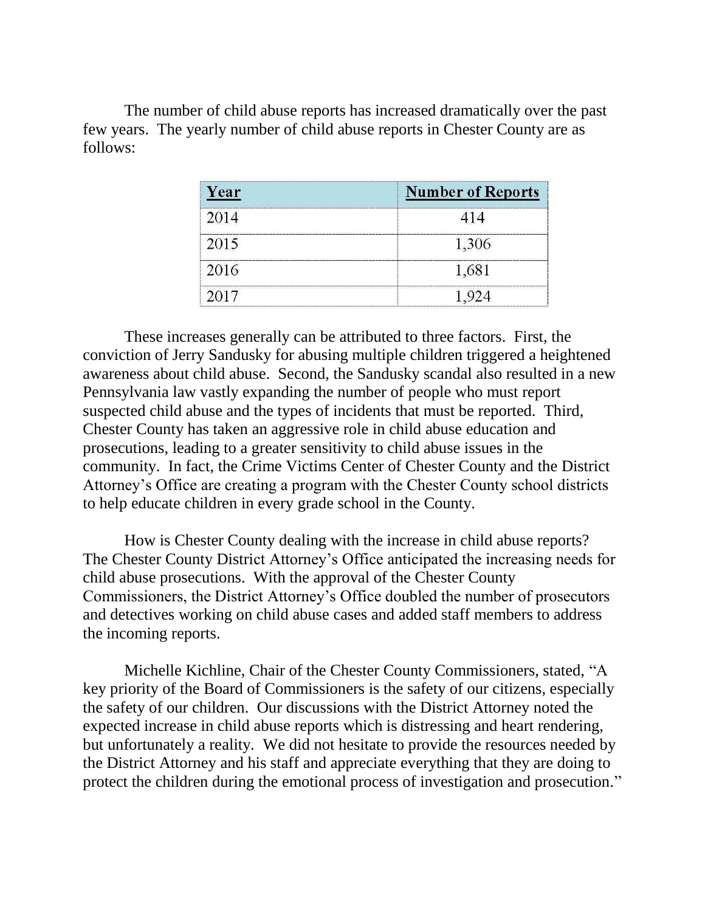The number of child abuse reports has increased dramatically over the past few years. The yearly number of child abuse reports in Chester County are as follows:

| Year | Number of Reports |
|---|---|
| 2014 | 414 |
| 2015 | 1,306 |
| 2016 | 1,681 |
| 2017 | 1,924 |

These increases generally can be attributed to three factors. First, the conviction of Jerry Sandusky for abusing multiple children triggered a heightened awareness about child abuse. Second, the Sandusky scandal also resulted in a new Pennsylvania law vastly expanding the number of people who must report suspected child abuse and the types of incidents that must be reported. Third, Chester County has taken an aggressive role in child abuse education and prosecutions, leading to a greater sensitivity to child abuse issues in the community. In fact, the Crime Victims Center of Chester County and the District Attorney's Office are creating a program with the Chester County school districts to help educate children in every grade school in the County.

How is Chester County dealing with the increase in child abuse reports? The Chester County District Attorney's Office anticipated the increasing needs for child abuse prosecutions. With the approval of the Chester County Commissioners, the District Attorney's Office doubled the number of prosecutors and detectives working on child abuse cases and added staff members to address the incoming reports.

Michelle Kichline, Chair of the Chester County Commissioners, stated, "A key priority of the Board of Commissioners is the safety of our citizens, especially the safety of our children. Our discussions with the District Attorney noted the expected increase in child abuse reports which is distressing and heart rendering, but unfortunately a reality. We did not hesitate to provide the resources needed by the District Attorney and his staff and appreciate everything that they are doing to protect the children during the emotional process of investigation and prosecution."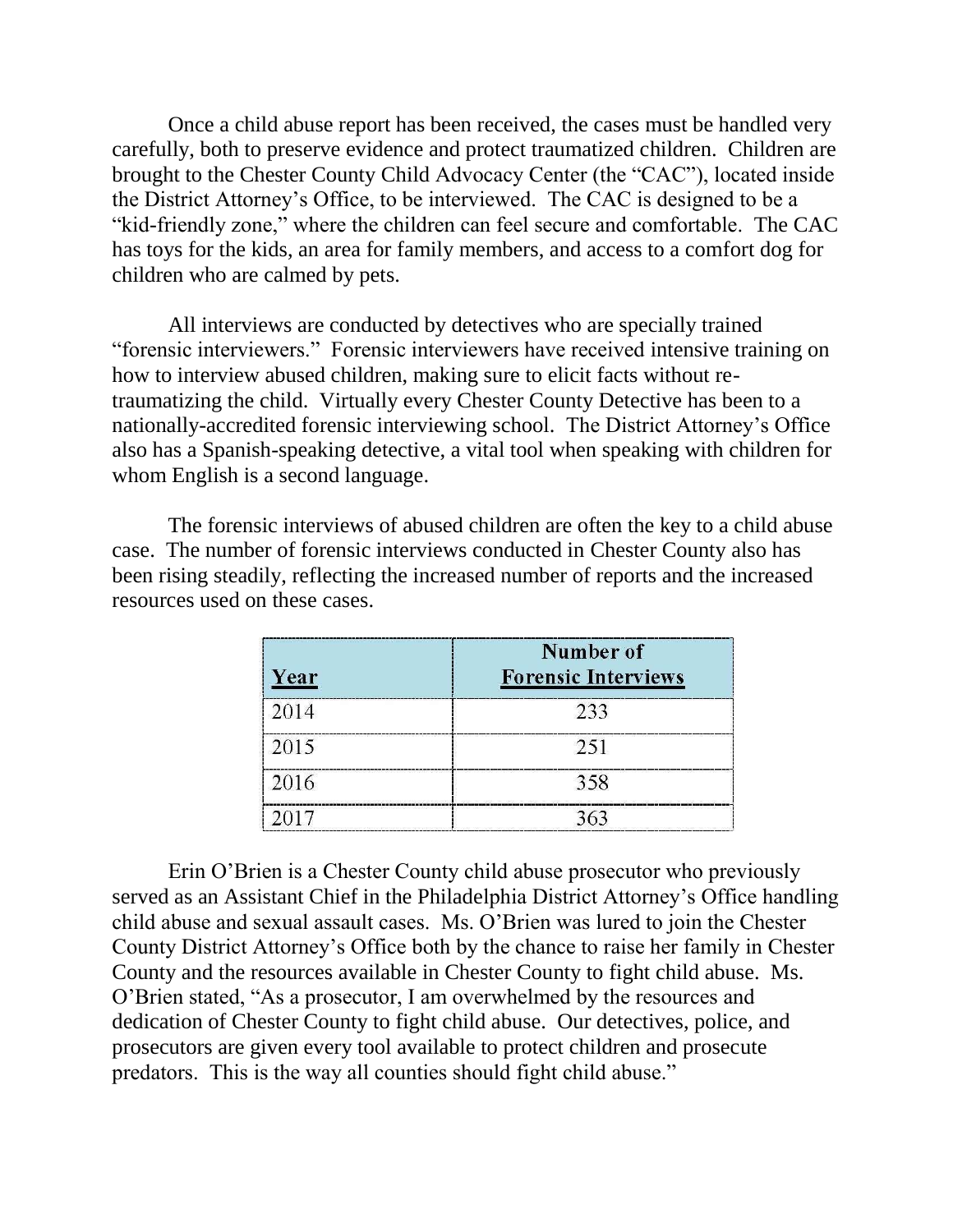Once a child abuse report has been received, the cases must be handled very carefully, both to preserve evidence and protect traumatized children. Children are brought to the Chester County Child Advocacy Center (the "CAC"), located inside the District Attorney's Office, to be interviewed. The CAC is designed to be a "kid-friendly zone," where the children can feel secure and comfortable. The CAC has toys for the kids, an area for family members, and access to a comfort dog for children who are calmed by pets.

All interviews are conducted by detectives who are specially trained "forensic interviewers." Forensic interviewers have received intensive training on how to interview abused children, making sure to elicit facts without re-traumatizing the child. Virtually every Chester County Detective has been to a nationally-accredited forensic interviewing school. The District Attorney's Office also has a Spanish-speaking detective, a vital tool when speaking with children for whom English is a second language.

The forensic interviews of abused children are often the key to a child abuse case. The number of forensic interviews conducted in Chester County also has been rising steadily, reflecting the increased number of reports and the increased resources used on these cases.

| Year | Number of Forensic Interviews |
|---|---|
| 2014 | 233 |
| 2015 | 251 |
| 2016 | 358 |
| 2017 | 363 |

Erin O'Brien is a Chester County child abuse prosecutor who previously served as an Assistant Chief in the Philadelphia District Attorney's Office handling child abuse and sexual assault cases. Ms. O'Brien was lured to join the Chester County District Attorney's Office both by the chance to raise her family in Chester County and the resources available in Chester County to fight child abuse. Ms. O'Brien stated, "As a prosecutor, I am overwhelmed by the resources and dedication of Chester County to fight child abuse. Our detectives, police, and prosecutors are given every tool available to protect children and prosecute predators. This is the way all counties should fight child abuse."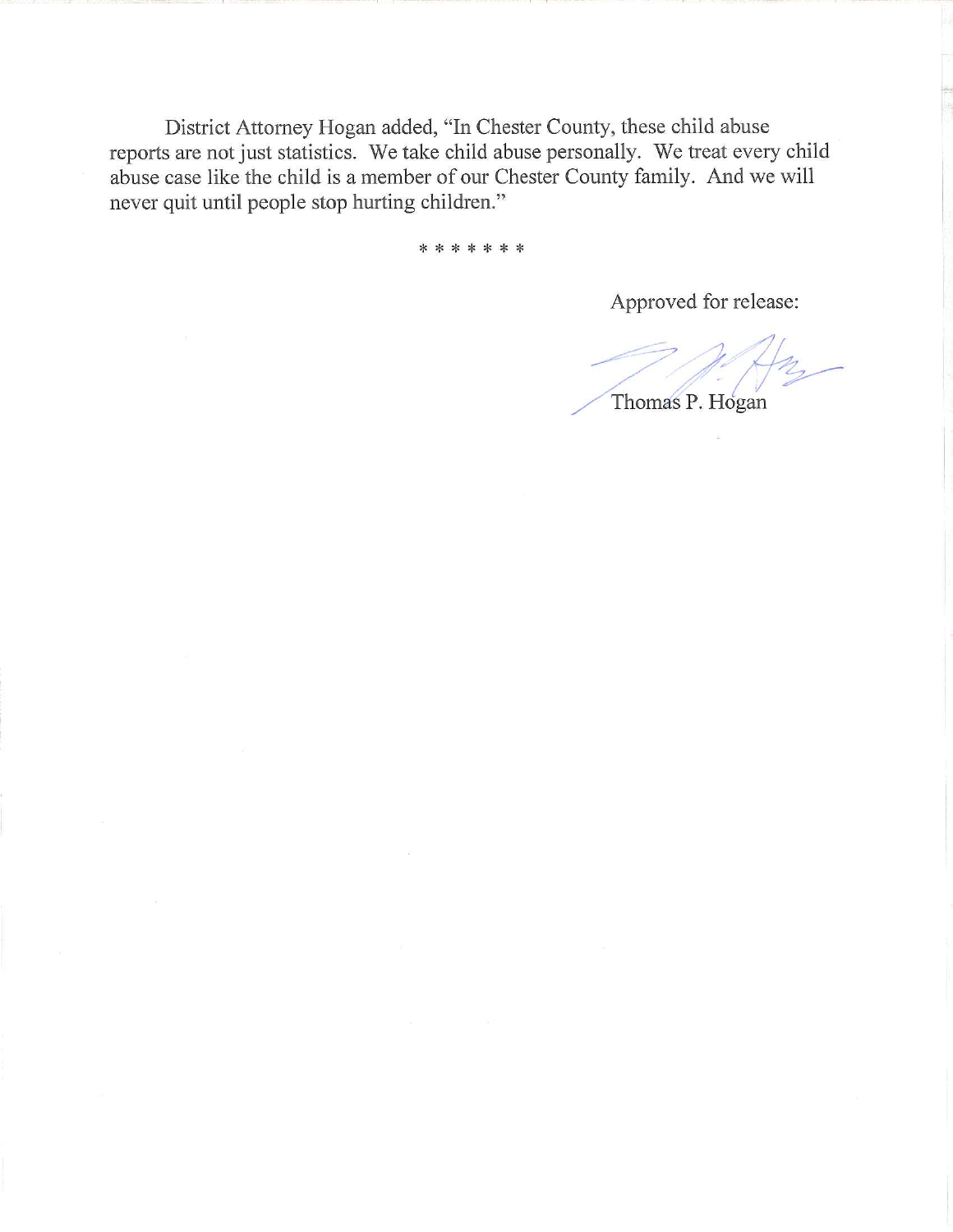District Attorney Hogan added, "In Chester County, these child abuse reports are not just statistics. We take child abuse personally. We treat every child abuse case like the child is a member of our Chester County family. And we will never quit until people stop hurting children."

* * * * * * *

Approved for release:

Thomas P. Hogan